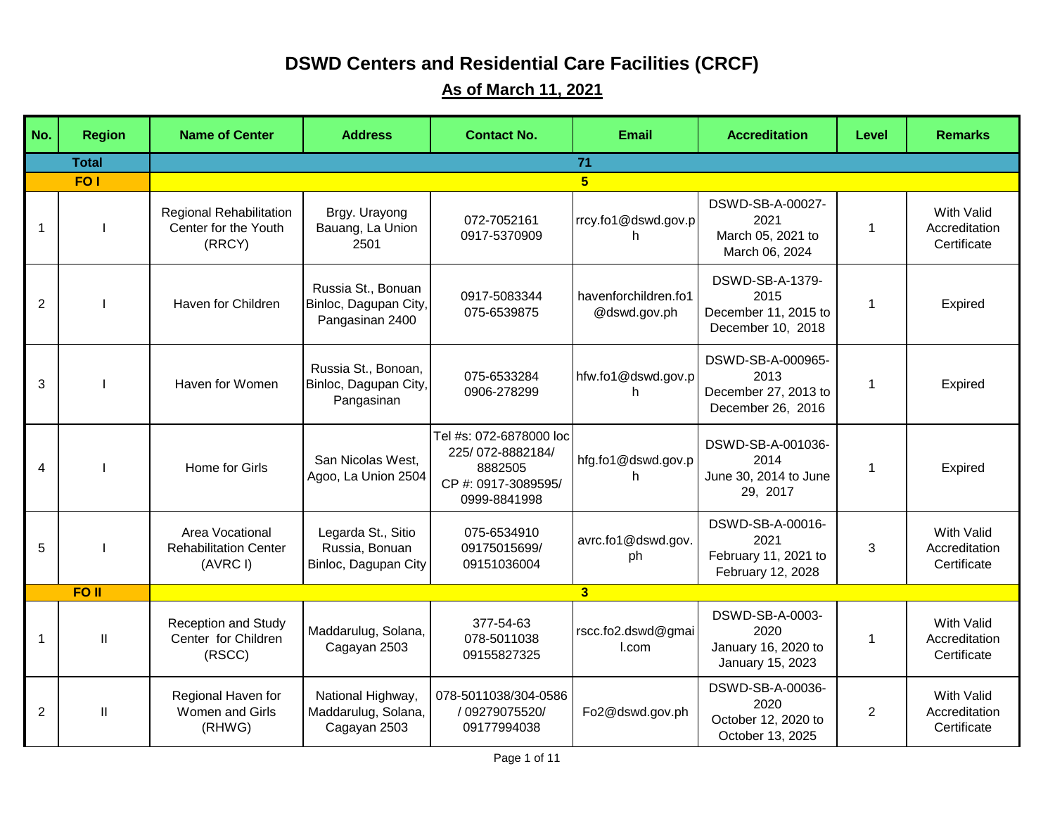# DSWD Centers and Residential Care Facilities (CRCF)

## As of March 11, 2021

| No. | Region | Name of Center | Address | Contact No. | Email | Accreditation | Level | Remarks |
|---|---|---|---|---|---|---|---|---|
| **Total** | | **71** | | | | | | |
| **FO I** | | **5** | | | | | | |
| 1 | I | Regional Rehabilitation Center for the Youth (RRCY) | Brgy. Urayong Bauang, La Union 2501 | 072-7052161 0917-5370909 | rrcy.fo1@dswd.gov.ph | DSWD-SB-A-00027-2021 March 05, 2021 to March 06, 2024 | 1 | With Valid Accreditation Certificate |
| 2 | I | Haven for Children | Russia St., Bonuan Binloc, Dagupan City, Pangasinan 2400 | 0917-5083344 075-6539875 | havenforchildren.fo1@dswd.gov.ph | DSWD-SB-A-1379-2015 December 11, 2015 to December 10, 2018 | 1 | Expired |
| 3 | I | Haven for Women | Russia St., Bonoan, Binloc, Dagupan City, Pangasinan | 075-6533284 0906-278299 | hfw.fo1@dswd.gov.ph | DSWD-SB-A-000965-2013 December 27, 2013 to December 26, 2016 | 1 | Expired |
| 4 | I | Home for Girls | San Nicolas West, Agoo, La Union 2504 | Tel #s: 072-6878000 loc 225/ 072-8882184/ 8882505 CP #: 0917-3089595/ 0999-8841998 | hfg.fo1@dswd.gov.ph | DSWD-SB-A-001036-2014 June 30, 2014 to June 29, 2017 | 1 | Expired |
| 5 | I | Area Vocational Rehabilitation Center (AVRC I) | Legarda St., Sitio Russia, Bonuan Binloc, Dagupan City | 075-6534910 09175015699/ 09151036004 | avrc.fo1@dswd.gov.ph | DSWD-SB-A-00016-2021 February 11, 2021 to February 12, 2028 | 3 | With Valid Accreditation Certificate |
| **FO II** | | **3** | | | | | | |
| 1 | II | Reception and Study Center for Children (RSCC) | Maddarulug, Solana, Cagayan 2503 | 377-54-63 078-5011038 09155827325 | rscc.fo2.dswd@gmail.com | DSWD-SB-A-0003-2020 January 16, 2020 to January 15, 2023 | 1 | With Valid Accreditation Certificate |
| 2 | II | Regional Haven for Women and Girls (RHWG) | National Highway, Maddarulug, Solana, Cagayan 2503 | 078-5011038/304-0586 / 09279075520/ 09177994038 | Fo2@dswd.gov.ph | DSWD-SB-A-00036-2020 October 12, 2020 to October 13, 2025 | 2 | With Valid Accreditation Certificate |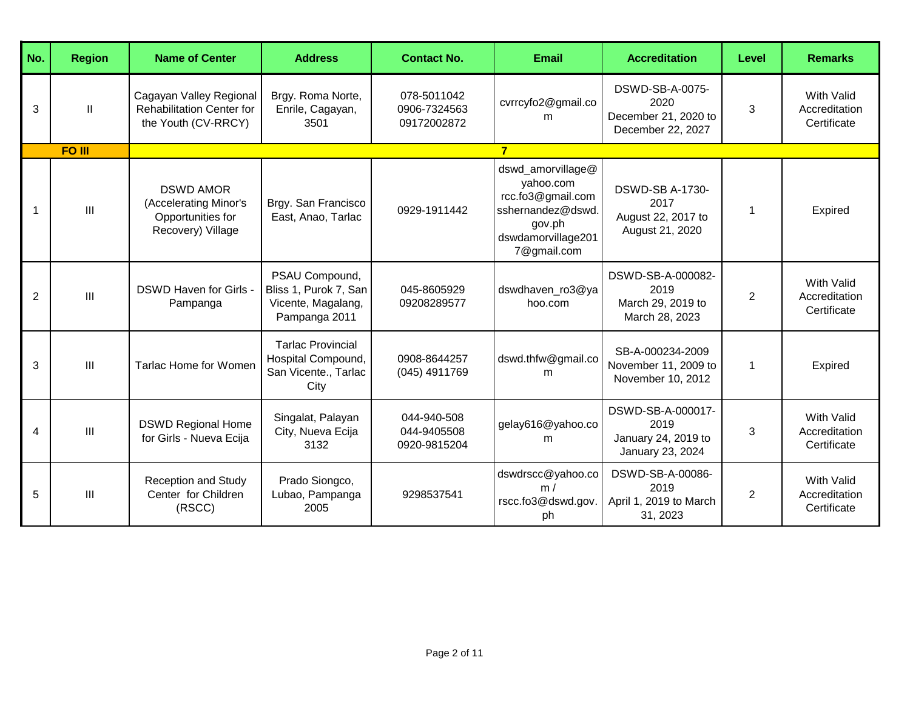| No. | Region | Name of Center | Address | Contact No. | Email | Accreditation | Level | Remarks |
|---|---|---|---|---|---|---|---|---|
| 3 | II | Cagayan Valley Regional Rehabilitation Center for the Youth (CV-RRCY) | Brgy. Roma Norte, Enrile, Cagayan, 3501 | 078-5011042 0906-7324563 09172002872 | cvrrcyfo2@gmail.com | DSWD-SB-A-0075-2020 December 21, 2020 to December 22, 2027 | 3 | With Valid Accreditation Certificate |
| | **FO III** | **7** | | | | | | |
| 1 | III | DSWD AMOR (Accelerating Minor's Opportunities for Recovery) Village | Brgy. San Francisco East, Anao, Tarlac | 0929-1911442 | dswd_amorvillage@yahoo.com rcc.fo3@gmail.com sshernandez@dswd.gov.ph dswdamorvillage2017@gmail.com | DSWD-SB A-1730-2017 August 22, 2017 to August 21, 2020 | 1 | Expired |
| 2 | III | DSWD Haven for Girls - Pampanga | PSAU Compound, Bliss 1, Purok 7, San Vicente, Magalang, Pampanga 2011 | 045-8605929 09208289577 | dswdhaven_ro3@yahoo.com | DSWD-SB-A-000082-2019 March 29, 2019 to March 28, 2023 | 2 | With Valid Accreditation Certificate |
| 3 | III | Tarlac Home for Women | Tarlac Provincial Hospital Compound, San Vicente., Tarlac City | 0908-8644257 (045) 4911769 | dswd.thfw@gmail.com | SB-A-000234-2009 November 11, 2009 to November 10, 2012 | 1 | Expired |
| 4 | III | DSWD Regional Home for Girls - Nueva Ecija | Singalat, Palayan City, Nueva Ecija 3132 | 044-940-508 044-9405508 0920-9815204 | gelay616@yahoo.com | DSWD-SB-A-000017-2019 January 24, 2019 to January 23, 2024 | 3 | With Valid Accreditation Certificate |
| 5 | III | Reception and Study Center for Children (RSCC) | Prado Siongco, Lubao, Pampanga 2005 | 9298537541 | dswdrscc@yahoo.com / rscc.fo3@dswd.gov.ph | DSWD-SB-A-00086-2019 April 1, 2019 to March 31, 2023 | 2 | With Valid Accreditation Certificate |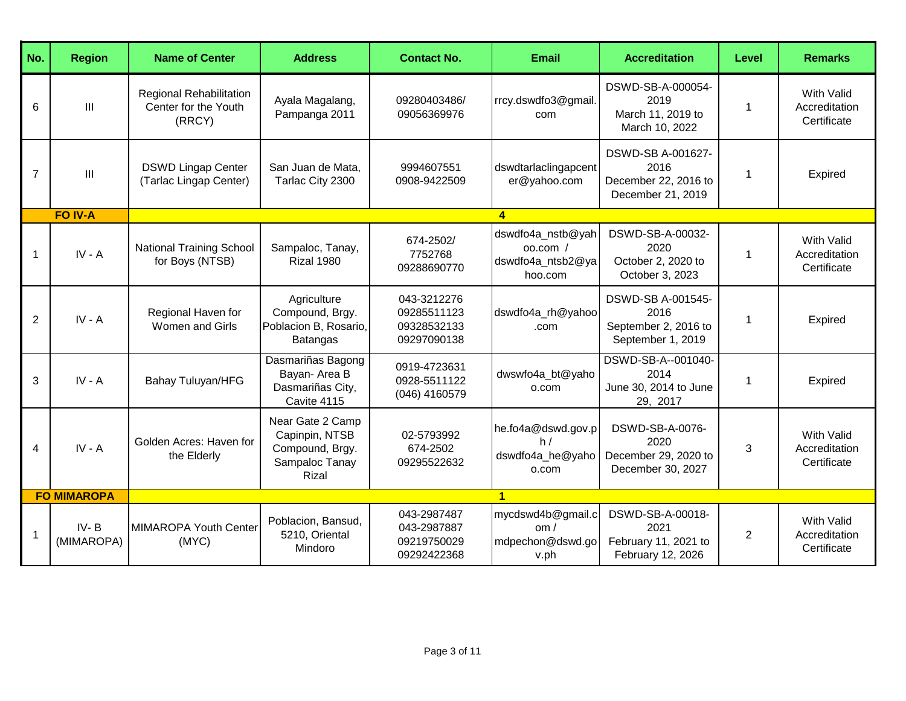| No. | Region | Name of Center | Address | Contact No. | Email | Accreditation | Level | Remarks |
|---|---|---|---|---|---|---|---|---|
| 6 | III | Regional Rehabilitation Center for the Youth (RRCY) | Ayala Magalang, Pampanga 2011 | 09280403486/ 09056369976 | rrcy.dswdfo3@gmail.com | DSWD-SB-A-000054-2019 March 11, 2019 to March 10, 2022 | 1 | With Valid Accreditation Certificate |
| 7 | III | DSWD Lingap Center (Tarlac Lingap Center) | San Juan de Mata, Tarlac City 2300 | 9994607551 0908-9422509 | dswdtarlaclingapcenter@yahoo.com | DSWD-SB A-001627-2016 December 22, 2016 to December 21, 2019 | 1 | Expired |
| | **FO IV-A** | | | | **4** | | | |
| 1 | IV - A | National Training School for Boys (NTSB) | Sampaloc, Tanay, Rizal 1980 | 674-2502/ 7752768 09288690770 | dswdfo4a_nstb@yahoo.com / dswdfo4a_ntsb2@yahoo.com | DSWD-SB-A-00032-2020 October 2, 2020 to October 3, 2023 | 1 | With Valid Accreditation Certificate |
| 2 | IV - A | Regional Haven for Women and Girls | Agriculture Compound, Brgy. Poblacion B, Rosario, Batangas | 043-3212276 09285511123 09328532133 09297090138 | dswdfo4a_rh@yahoo.com | DSWD-SB A-001545-2016 September 2, 2016 to September 1, 2019 | 1 | Expired |
| 3 | IV - A | Bahay Tuluyan/HFG | Dasmariñas Bagong Bayan- Area B Dasmariñas City, Cavite 4115 | 0919-4723631 0928-5511122 (046) 4160579 | dwswfo4a_bt@yahoo.com | DSWD-SB-A--001040-2014 June 30, 2014 to June 29, 2017 | 1 | Expired |
| 4 | IV - A | Golden Acres: Haven for the Elderly | Near Gate 2 Camp Capinpin, NTSB Compound, Brgy. Sampaloc Tanay Rizal | 02-5793992 674-2502 09295522632 | he.fo4a@dswd.gov.ph / dswdfo4a_he@yahoo.com | DSWD-SB-A-0076-2020 December 29, 2020 to December 30, 2027 | 3 | With Valid Accreditation Certificate |
| | **FO MIMAROPA** | | | | **1** | | | |
| 1 | IV- B (MIMAROPA) | MIMAROPA Youth Center (MYC) | Poblacion, Bansud, 5210, Oriental Mindoro | 043-2987487 043-2987887 09219750029 09292422368 | mycdswd4b@gmail.com / mdpechon@dswd.gov.ph | DSWD-SB-A-00018-2021 February 11, 2021 to February 12, 2026 | 2 | With Valid Accreditation Certificate |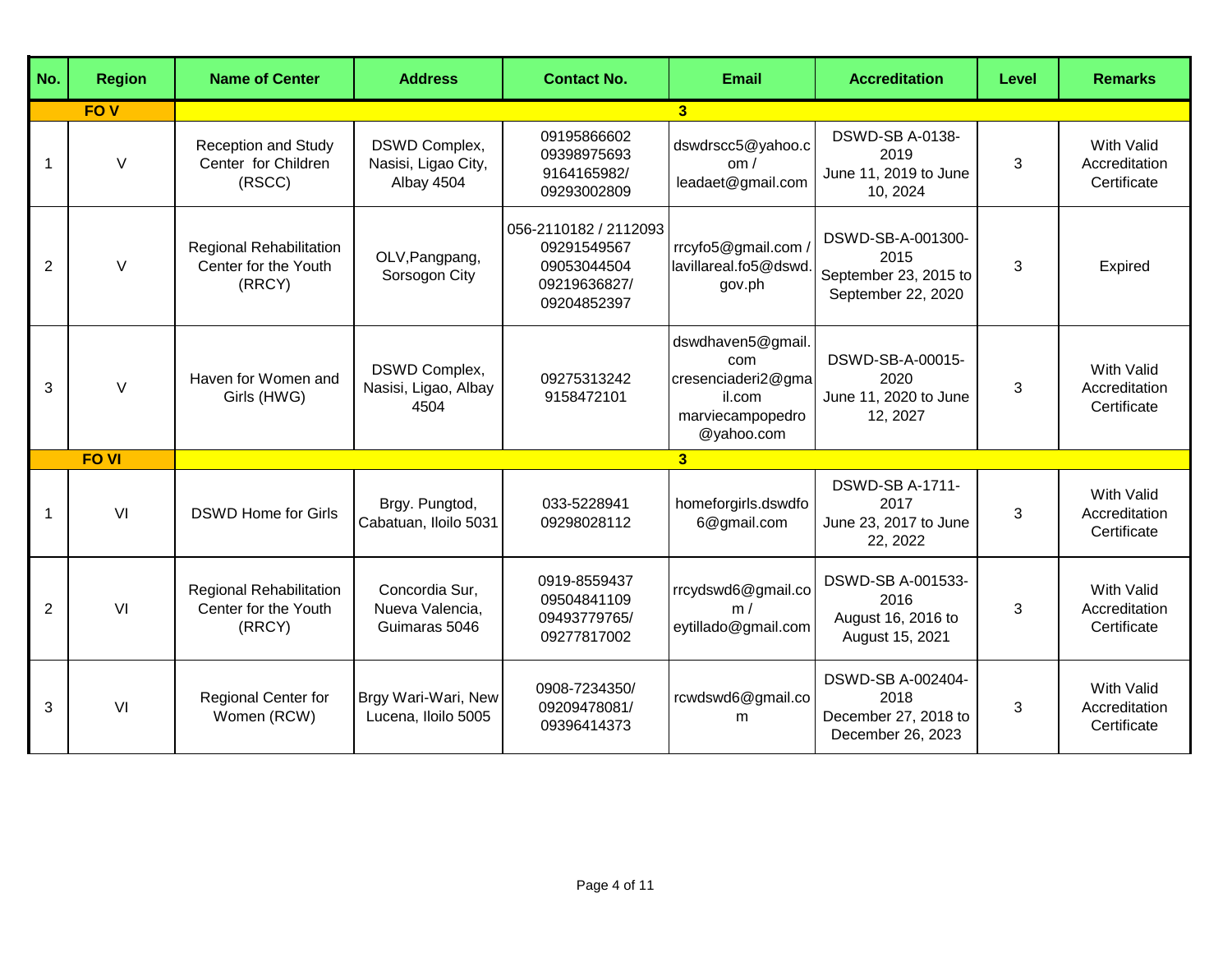| No. | Region | Name of Center | Address | Contact No. | Email | Accreditation | Level | Remarks |
|---|---|---|---|---|---|---|---|---|
| FO V | | 3 | | | | | | |
| 1 | V | Reception and Study Center for Children (RSCC) | DSWD Complex, Nasisi, Ligao City, Albay 4504 | 09195866602 09398975693 9164165982/ 09293002809 | dswdrscc5@yahoo.com / leadaet@gmail.com | DSWD-SB A-0138-2019 June 11, 2019 to June 10, 2024 | 3 | With Valid Accreditation Certificate |
| 2 | V | Regional Rehabilitation Center for the Youth (RRCY) | OLV,Pangpang, Sorsogon City | 056-2110182 / 2112093 09291549567 09053044504 09219636827/ 09204852397 | rrcyfo5@gmail.com / lavillareal.fo5@dswd.gov.ph | DSWD-SB-A-001300-2015 September 23, 2015 to September 22, 2020 | 3 | Expired |
| 3 | V | Haven for Women and Girls (HWG) | DSWD Complex, Nasisi, Ligao, Albay 4504 | 09275313242 9158472101 | dswdhaven5@gmail.com cresenciaderi2@gmail.com marviecampopedro@yahoo.com | DSWD-SB-A-00015-2020 June 11, 2020 to June 12, 2027 | 3 | With Valid Accreditation Certificate |
| FO VI | | 3 | | | | | | |
| 1 | VI | DSWD Home for Girls | Brgy. Pungtod, Cabatuan, Iloilo 5031 | 033-5228941 09298028112 | homeforgirls.dswdfo6@gmail.com | DSWD-SB A-1711-2017 June 23, 2017 to June 22, 2022 | 3 | With Valid Accreditation Certificate |
| 2 | VI | Regional Rehabilitation Center for the Youth (RRCY) | Concordia Sur, Nueva Valencia, Guimaras 5046 | 0919-8559437 09504841109 09493779765/ 09277817002 | rrcydswd6@gmail.com / eytillado@gmail.com | DSWD-SB A-001533-2016 August 16, 2016 to August 15, 2021 | 3 | With Valid Accreditation Certificate |
| 3 | VI | Regional Center for Women (RCW) | Brgy Wari-Wari, New Lucena, Iloilo 5005 | 0908-7234350/ 09209478081/ 09396414373 | rcwdswd6@gmail.com | DSWD-SB A-002404-2018 December 27, 2018 to December 26, 2023 | 3 | With Valid Accreditation Certificate |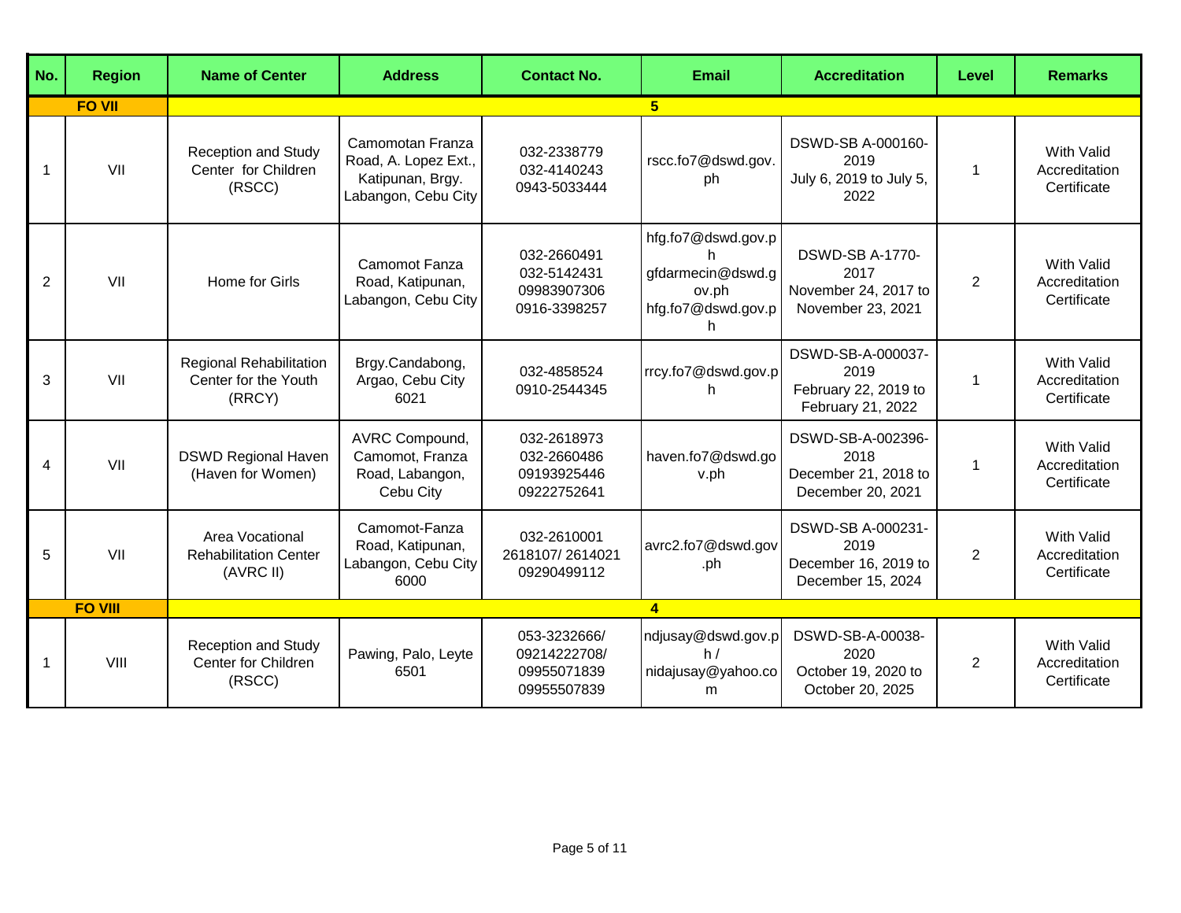| No. | Region | Name of Center | Address | Contact No. | Email | Accreditation | Level | Remarks |
|---|---|---|---|---|---|---|---|---|
| FO VII | | 5 | | | | | | |
| 1 | VII | Reception and Study Center for Children (RSCC) | Camomotan Franza Road, A. Lopez Ext., Katipunan, Brgy. Labangon, Cebu City | 032-2338779 032-4140243 0943-5033444 | rscc.fo7@dswd.gov.ph | DSWD-SB A-000160-2019 July 6, 2019 to July 5, 2022 | 1 | With Valid Accreditation Certificate |
| 2 | VII | Home for Girls | Camomot Fanza Road, Katipunan, Labangon, Cebu City | 032-2660491 032-5142431 09983907306 0916-3398257 | hfg.fo7@dswd.gov.ph gfdarmecin@dswd.gov.ph hfg.fo7@dswd.gov.ph | DSWD-SB A-1770-2017 November 24, 2017 to November 23, 2021 | 2 | With Valid Accreditation Certificate |
| 3 | VII | Regional Rehabilitation Center for the Youth (RRCY) | Brgy.Candabong, Argao, Cebu City 6021 | 032-4858524 0910-2544345 | rrcy.fo7@dswd.gov.ph | DSWD-SB-A-000037-2019 February 22, 2019 to February 21, 2022 | 1 | With Valid Accreditation Certificate |
| 4 | VII | DSWD Regional Haven (Haven for Women) | AVRC Compound, Camomot, Franza Road, Labangon, Cebu City | 032-2618973 032-2660486 09193925446 09222752641 | haven.fo7@dswd.gov.ph | DSWD-SB-A-002396-2018 December 21, 2018 to December 20, 2021 | 1 | With Valid Accreditation Certificate |
| 5 | VII | Area Vocational Rehabilitation Center (AVRC II) | Camomot-Fanza Road, Katipunan, Labangon, Cebu City 6000 | 032-2610001 2618107/ 2614021 09290499112 | avrc2.fo7@dswd.gov.ph | DSWD-SB A-000231-2019 December 16, 2019 to December 15, 2024 | 2 | With Valid Accreditation Certificate |
| FO VIII | | 4 | | | | | | |
| 1 | VIII | Reception and Study Center for Children (RSCC) | Pawing, Palo, Leyte 6501 | 053-3232666/ 09214222708/ 09955071839 09955507839 | ndjusay@dswd.gov.ph / nidajusay@yahoo.com | DSWD-SB-A-00038-2020 October 19, 2020 to October 20, 2025 | 2 | With Valid Accreditation Certificate |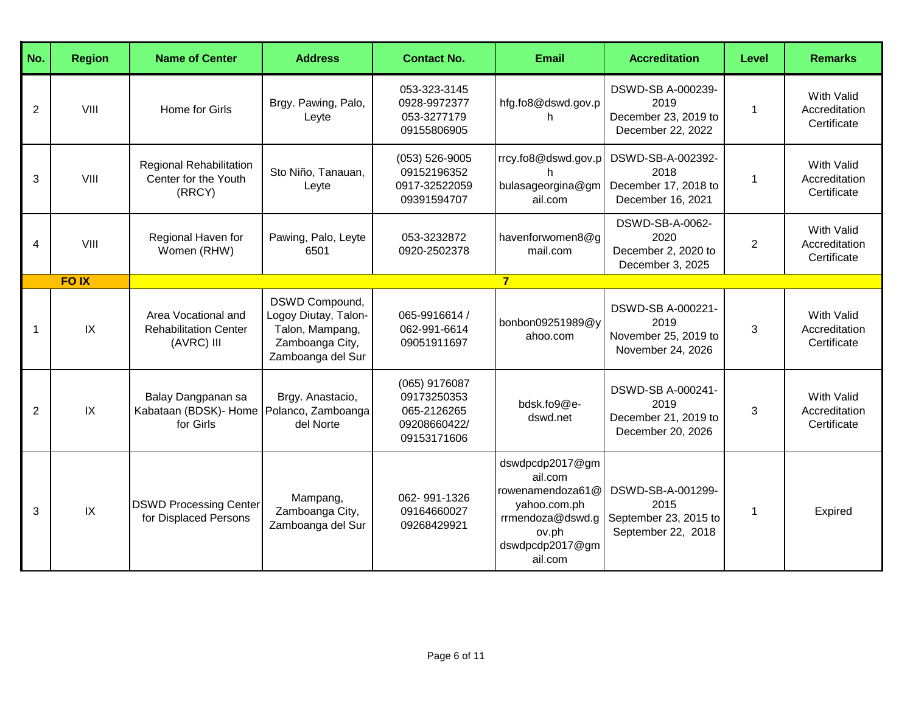| No. | Region | Name of Center | Address | Contact No. | Email | Accreditation | Level | Remarks |
|---|---|---|---|---|---|---|---|---|
| 2 | VIII | Home for Girls | Brgy. Pawing, Palo, Leyte | 053-323-3145 0928-9972377 053-3277179 09155806905 | hfg.fo8@dswd.gov.ph | DSWD-SB A-000239-2019 December 23, 2019 to December 22, 2022 | 1 | With Valid Accreditation Certificate |
| 3 | VIII | Regional Rehabilitation Center for the Youth (RRCY) | Sto Niño, Tanauan, Leyte | (053) 526-9005 09152196352 0917-32522059 09391594707 | rrcy.fo8@dswd.gov.ph bulasageorgina@gmail.com | DSWD-SB-A-002392-2018 December 17, 2018 to December 16, 2021 | 1 | With Valid Accreditation Certificate |
| 4 | VIII | Regional Haven for Women (RHW) | Pawing, Palo, Leyte 6501 | 053-3232872 0920-2502378 | havenforwomen8@gmail.com | DSWD-SB-A-0062-2020 December 2, 2020 to December 3, 2025 | 2 | With Valid Accreditation Certificate |
| | **FO IX** | | | | **7** | | | |
| 1 | IX | Area Vocational and Rehabilitation Center (AVRC) III | DSWD Compound, Logoy Diutay, Talon-Talon, Mampang, Zamboanga City, Zamboanga del Sur | 065-9916614 / 062-991-6614 09051911697 | bonbon09251989@yahoo.com | DSWD-SB A-000221-2019 November 25, 2019 to November 24, 2026 | 3 | With Valid Accreditation Certificate |
| 2 | IX | Balay Dangpanan sa Kabataan (BDSK)- Home for Girls | Brgy. Anastacio, Polanco, Zamboanga del Norte | (065) 9176087 09173250353 065-2126265 09208660422/ 09153171606 | bdsk.fo9@e-dswd.net | DSWD-SB A-000241-2019 December 21, 2019 to December 20, 2026 | 3 | With Valid Accreditation Certificate |
| 3 | IX | DSWD Processing Center for Displaced Persons | Mampang, Zamboanga City, Zamboanga del Sur | 062- 991-1326 09164660027 09268429921 | dswdpcdp2017@gmail.com rowenamendoza61@yahoo.com.ph rrmendoza@dswd.gov.ph dswdpcdp2017@gmail.com | DSWD-SB-A-001299-2015 September 23, 2015 to September 22, 2018 | 1 | Expired |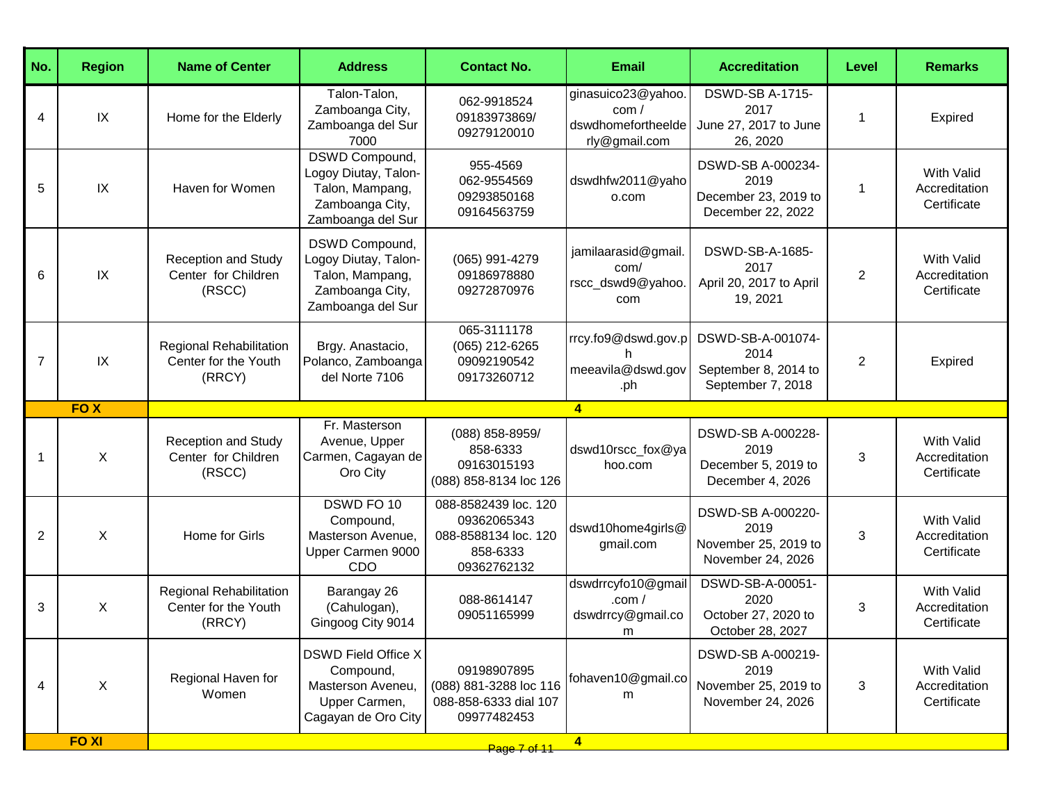| No. | Region | Name of Center | Address | Contact No. | Email | Accreditation | Level | Remarks |
|---|---|---|---|---|---|---|---|---|
| 4 | IX | Home for the Elderly | Talon-Talon, Zamboanga City, Zamboanga del Sur 7000 | 062-9918524 09183973869/ 09279120010 | ginasuico23@yahoo.com / dswdhomefortheelderly@gmail.com | DSWD-SB A-1715-2017 June 27, 2017 to June 26, 2020 | 1 | Expired |
| 5 | IX | Haven for Women | DSWD Compound, Logoy Diutay, Talon-Talon, Mampang, Zamboanga City, Zamboanga del Sur | 955-4569 062-9554569 09293850168 09164563759 | dswdhfw2011@yahoo.com | DSWD-SB A-000234-2019 December 23, 2019 to December 22, 2022 | 1 | With Valid Accreditation Certificate |
| 6 | IX | Reception and Study Center for Children (RSCC) | DSWD Compound, Logoy Diutay, Talon-Talon, Mampang, Zamboanga City, Zamboanga del Sur | (065) 991-4279 09186978880 09272870976 | jamilaarasid@gmail.com/ rscc_dswd9@yahoo.com | DSWD-SB-A-1685-2017 April 20, 2017 to April 19, 2021 | 2 | With Valid Accreditation Certificate |
| 7 | IX | Regional Rehabilitation Center for the Youth (RRCY) | Brgy. Anastacio, Polanco, Zamboanga del Norte 7106 | 065-3111178 (065) 212-6265 09092190542 09173260712 | rrcy.fo9@dswd.gov.ph meeavila@dswd.gov.ph | DSWD-SB-A-001074-2014 September 8, 2014 to September 7, 2018 | 2 | Expired |
| | **FO X** | | | | **4** | | | |
| 1 | X | Reception and Study Center for Children (RSCC) | Fr. Masterson Avenue, Upper Carmen, Cagayan de Oro City | (088) 858-8959/ 858-6333 09163015193 (088) 858-8134 loc 126 | dswd10rscc_fox@yahoo.com | DSWD-SB A-000228-2019 December 5, 2019 to December 4, 2026 | 3 | With Valid Accreditation Certificate |
| 2 | X | Home for Girls | DSWD FO 10 Compound, Masterson Avenue, Upper Carmen 9000 CDO | 088-8582439 loc. 120 09362065343 088-8588134 loc. 120 858-6333 09362762132 | dswd10home4girls@gmail.com | DSWD-SB A-000220-2019 November 25, 2019 to November 24, 2026 | 3 | With Valid Accreditation Certificate |
| 3 | X | Regional Rehabilitation Center for the Youth (RRCY) | Barangay 26 (Cahulogan), Gingoog City 9014 | 088-8614147 09051165999 | dswdrrcyfo10@gmail.com / dswdrrcy@gmail.com | DSWD-SB-A-00051-2020 October 27, 2020 to October 28, 2027 | 3 | With Valid Accreditation Certificate |
| 4 | X | Regional Haven for Women | DSWD Field Office X Compound, Masterson Aveneu, Upper Carmen, Cagayan de Oro City | 09198907895 (088) 881-3288 loc 116 088-858-6333 dial 107 09977482453 | fohaven10@gmail.com | DSWD-SB A-000219-2019 November 25, 2019 to November 24, 2026 | 3 | With Valid Accreditation Certificate |
| | **FO XI** | | | | **4** | | | |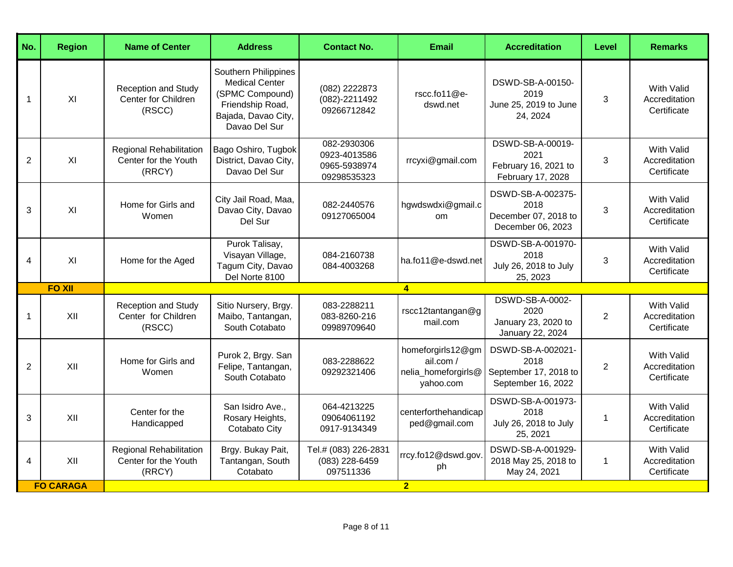| No. | Region | Name of Center | Address | Contact No. | Email | Accreditation | Level | Remarks |
|---|---|---|---|---|---|---|---|---|
| 1 | XI | Reception and Study Center for Children (RSCC) | Southern Philippines Medical Center (SPMC Compound) Friendship Road, Bajada, Davao City, Davao Del Sur | (082) 2222873 (082)-2211492 09266712842 | rscc.fo11@e-dswd.net | DSWD-SB-A-00150-2019 June 25, 2019 to June 24, 2024 | 3 | With Valid Accreditation Certificate |
| 2 | XI | Regional Rehabilitation Center for the Youth (RRCY) | Bago Oshiro, Tugbok District, Davao City, Davao Del Sur | 082-2930306 0923-4013586 0965-5938974 09298535323 | rrcyxi@gmail.com | DSWD-SB-A-00019-2021 February 16, 2021 to February 17, 2028 | 3 | With Valid Accreditation Certificate |
| 3 | XI | Home for Girls and Women | City Jail Road, Maa, Davao City, Davao Del Sur | 082-2440576 09127065004 | hgwdswdxi@gmail.com | DSWD-SB-A-002375-2018 December 07, 2018 to December 06, 2023 | 3 | With Valid Accreditation Certificate |
| 4 | XI | Home for the Aged | Purok Talisay, Visayan Village, Tagum City, Davao Del Norte 8100 | 084-2160738 084-4003268 | ha.fo11@e-dswd.net | DSWD-SB-A-001970-2018 July 26, 2018 to July 25, 2023 | 3 | With Valid Accreditation Certificate |
| **FO XII** | | **4** | | | | | | |
| 1 | XII | Reception and Study Center for Children (RSCC) | Sitio Nursery, Brgy. Maibo, Tantangan, South Cotabato | 083-2288211 083-8260-216 09989709640 | rscc12tantangan@gmail.com | DSWD-SB-A-0002-2020 January 23, 2020 to January 22, 2024 | 2 | With Valid Accreditation Certificate |
| 2 | XII | Home for Girls and Women | Purok 2, Brgy. San Felipe, Tantangan, South Cotabato | 083-2288622 09292321406 | homeforgirls12@gmail.com / nelia_homeforgirls@yahoo.com | DSWD-SB-A-002021-2018 September 17, 2018 to September 16, 2022 | 2 | With Valid Accreditation Certificate |
| 3 | XII | Center for the Handicapped | San Isidro Ave., Rosary Heights, Cotabato City | 064-4213225 09064061192 0917-9134349 | centerforthehandicapped@gmail.com | DSWD-SB-A-001973-2018 July 26, 2018 to July 25, 2021 | 1 | With Valid Accreditation Certificate |
| 4 | XII | Regional Rehabilitation Center for the Youth (RRCY) | Brgy. Bukay Pait, Tantangan, South Cotabato | Tel.# (083) 226-2831 (083) 228-6459 097511336 | rrcy.fo12@dswd.gov.ph | DSWD-SB-A-001929-2018 May 25, 2018 to May 24, 2021 | 1 | With Valid Accreditation Certificate |
| **FO CARAGA** | | **2** | | | | | | |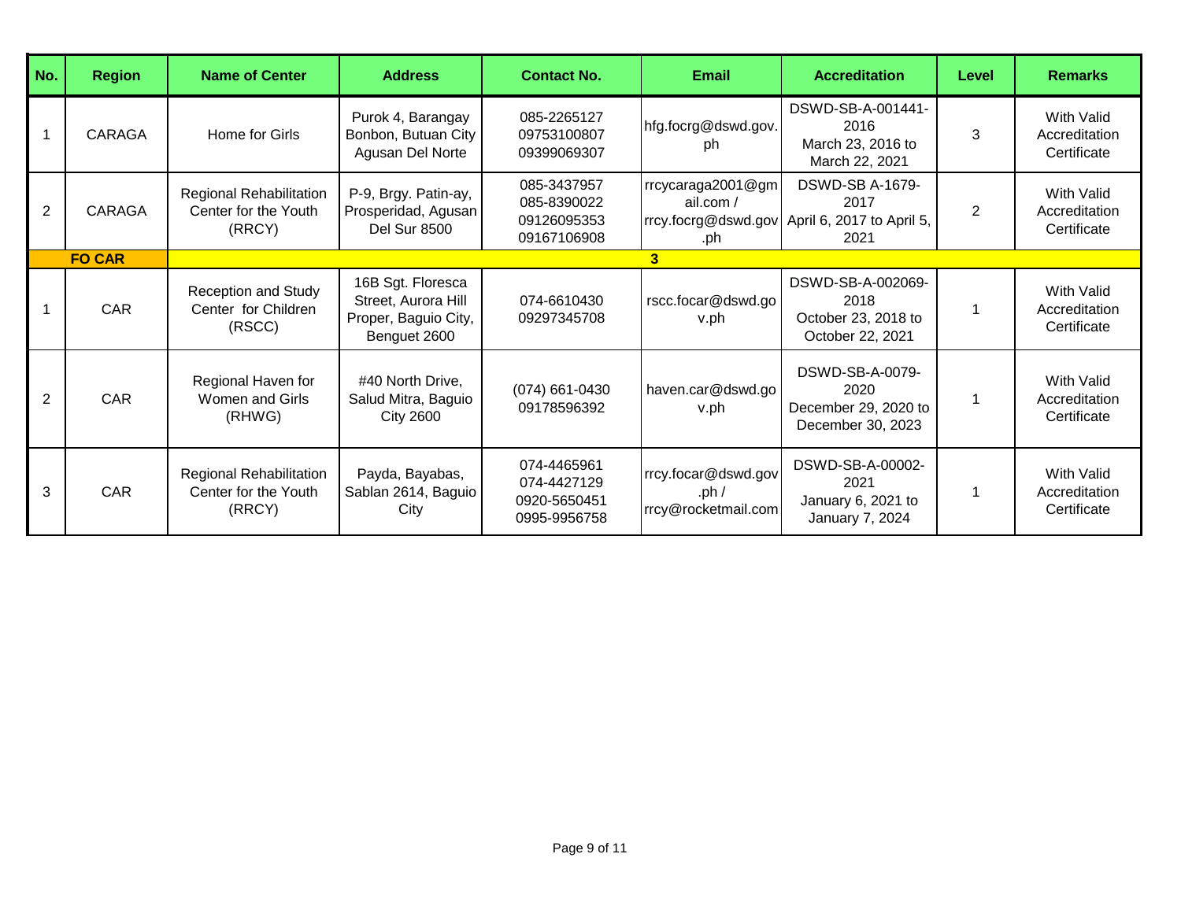| No. | Region | Name of Center | Address | Contact No. | Email | Accreditation | Level | Remarks |
|---|---|---|---|---|---|---|---|---|
| 1 | CARAGA | Home for Girls | Purok 4, Barangay Bonbon, Butuan City Agusan Del Norte | 085-2265127 09753100807 09399069307 | hfg.focrg@dswd.gov.ph | DSWD-SB-A-001441-2016 March 23, 2016 to March 22, 2021 | 3 | With Valid Accreditation Certificate |
| 2 | CARAGA | Regional Rehabilitation Center for the Youth (RRCY) | P-9, Brgy. Patin-ay, Prosperidad, Agusan Del Sur 8500 | 085-3437957 085-8390022 09126095353 09167106908 | rrcycaraga2001@gmail.com / rrcy.focrg@dswd.gov.ph | DSWD-SB A-1679-2017 April 6, 2017 to April 5, 2021 | 2 | With Valid Accreditation Certificate |
| **FO CAR** | | | | | **3** | | | |
| 1 | CAR | Reception and Study Center for Children (RSCC) | 16B Sgt. Floresca Street, Aurora Hill Proper, Baguio City, Benguet 2600 | 074-6610430 09297345708 | rscc.focar@dswd.gov.ph | DSWD-SB-A-002069-2018 October 23, 2018 to October 22, 2021 | 1 | With Valid Accreditation Certificate |
| 2 | CAR | Regional Haven for Women and Girls (RHWG) | #40 North Drive, Salud Mitra, Baguio City 2600 | (074) 661-0430 09178596392 | haven.car@dswd.gov.ph | DSWD-SB-A-0079-2020 December 29, 2020 to December 30, 2023 | 1 | With Valid Accreditation Certificate |
| 3 | CAR | Regional Rehabilitation Center for the Youth (RRCY) | Payda, Bayabas, Sablan 2614, Baguio City | 074-4465961 074-4427129 0920-5650451 0995-9956758 | rrcy.focar@dswd.gov.ph / rrcy@rocketmail.com | DSWD-SB-A-00002-2021 January 6, 2021 to January 7, 2024 | 1 | With Valid Accreditation Certificate |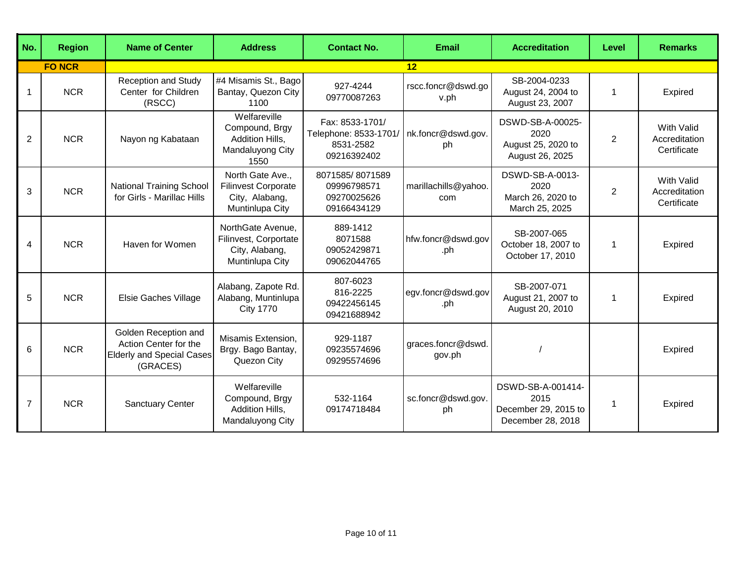| No. | Region | Name of Center | Address | Contact No. | Email | Accreditation | Level | Remarks |
|---|---|---|---|---|---|---|---|---|
| | **FO NCR** | | | | **12** | | | |
| 1 | NCR | Reception and Study Center for Children (RSCC) | #4 Misamis St., Bago Bantay, Quezon City 1100 | 927-4244 09770087263 | rscc.foncr@dswd.gov.ph | SB-2004-0233 August 24, 2004 to August 23, 2007 | 1 | Expired |
| 2 | NCR | Nayon ng Kabataan | Welfareville Compound, Brgy Addition Hills, Mandaluyong City 1550 | Fax: 8533-1701/ Telephone: 8533-1701/ 8531-2582 09216392402 | nk.foncr@dswd.gov.ph | DSWD-SB-A-00025-2020 August 25, 2020 to August 26, 2025 | 2 | With Valid Accreditation Certificate |
| 3 | NCR | National Training School for Girls - Marillac Hills | North Gate Ave., Filinvest Corporate City, Alabang, Muntinlupa City | 8071585/ 8071589 09996798571 09270025626 09166434129 | marillachills@yahoo.com | DSWD-SB-A-0013-2020 March 26, 2020 to March 25, 2025 | 2 | With Valid Accreditation Certificate |
| 4 | NCR | Haven for Women | NorthGate Avenue, Filinvest, Corportate City, Alabang, Muntinlupa City | 889-1412 8071588 09052429871 09062044765 | hfw.foncr@dswd.gov.ph | SB-2007-065 October 18, 2007 to October 17, 2010 | 1 | Expired |
| 5 | NCR | Elsie Gaches Village | Alabang, Zapote Rd. Alabang, Muntinlupa City 1770 | 807-6023 816-2225 09422456145 09421688942 | egv.foncr@dswd.gov.ph | SB-2007-071 August 21, 2007 to August 20, 2010 | 1 | Expired |
| 6 | NCR | Golden Reception and Action Center for the Elderly and Special Cases (GRACES) | Misamis Extension, Brgy. Bago Bantay, Quezon City | 929-1187 09235574696 09295574696 | graces.foncr@dswd.gov.ph | / | | Expired |
| 7 | NCR | Sanctuary Center | Welfareville Compound, Brgy Addition Hills, Mandaluyong City | 532-1164 09174718484 | sc.foncr@dswd.gov.ph | DSWD-SB-A-001414-2015 December 29, 2015 to December 28, 2018 | 1 | Expired |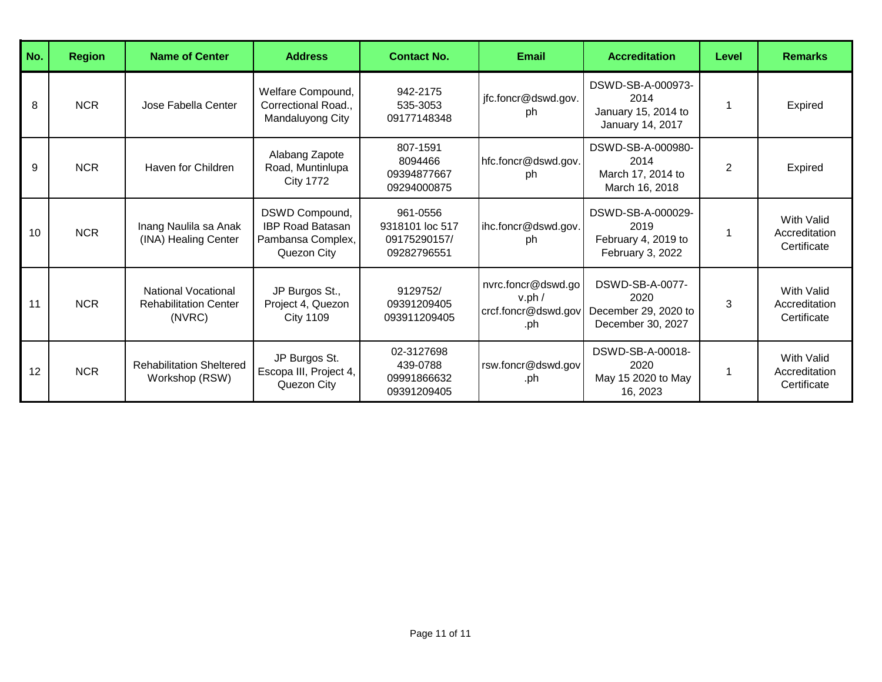| No. | Region | Name of Center | Address | Contact No. | Email | Accreditation | Level | Remarks |
|---|---|---|---|---|---|---|---|---|
| 8 | NCR | Jose Fabella Center | Welfare Compound, Correctional Road., Mandaluyong City | 942-2175<br>535-3053<br>09177148348 | jfc.foncr@dswd.gov.ph | DSWD-SB-A-000973-2014<br>January 15, 2014 to January 14, 2017 | 1 | Expired |
| 9 | NCR | Haven for Children | Alabang Zapote Road, Muntinlupa City 1772 | 807-1591<br>8094466<br>09394877667<br>09294000875 | hfc.foncr@dswd.gov.ph | DSWD-SB-A-000980-2014<br>March 17, 2014 to March 16, 2018 | 2 | Expired |
| 10 | NCR | Inang Naulila sa Anak (INA) Healing Center | DSWD Compound, IBP Road Batasan Pambansa Complex, Quezon City | 961-0556<br>9318101 loc 517<br>09175290157/<br>09282796551 | ihc.foncr@dswd.gov.ph | DSWD-SB-A-000029-2019<br>February 4, 2019 to February 3, 2022 | 1 | With Valid Accreditation Certificate |
| 11 | NCR | National Vocational Rehabilitation Center (NVRC) | JP Burgos St., Project 4, Quezon City 1109 | 9129752/<br>09391209405<br>093911209405 | nvrc.foncr@dswd.gov.ph / crcf.foncr@dswd.gov.ph | DSWD-SB-A-0077-2020<br>December 29, 2020 to December 30, 2027 | 3 | With Valid Accreditation Certificate |
| 12 | NCR | Rehabilitation Sheltered Workshop (RSW) | JP Burgos St. Escopa III, Project 4, Quezon City | 02-3127698<br>439-0788<br>09991866632<br>09391209405 | rsw.foncr@dswd.gov.ph | DSWD-SB-A-00018-2020<br>May 15 2020 to May 16, 2023 | 1 | With Valid Accreditation Certificate |